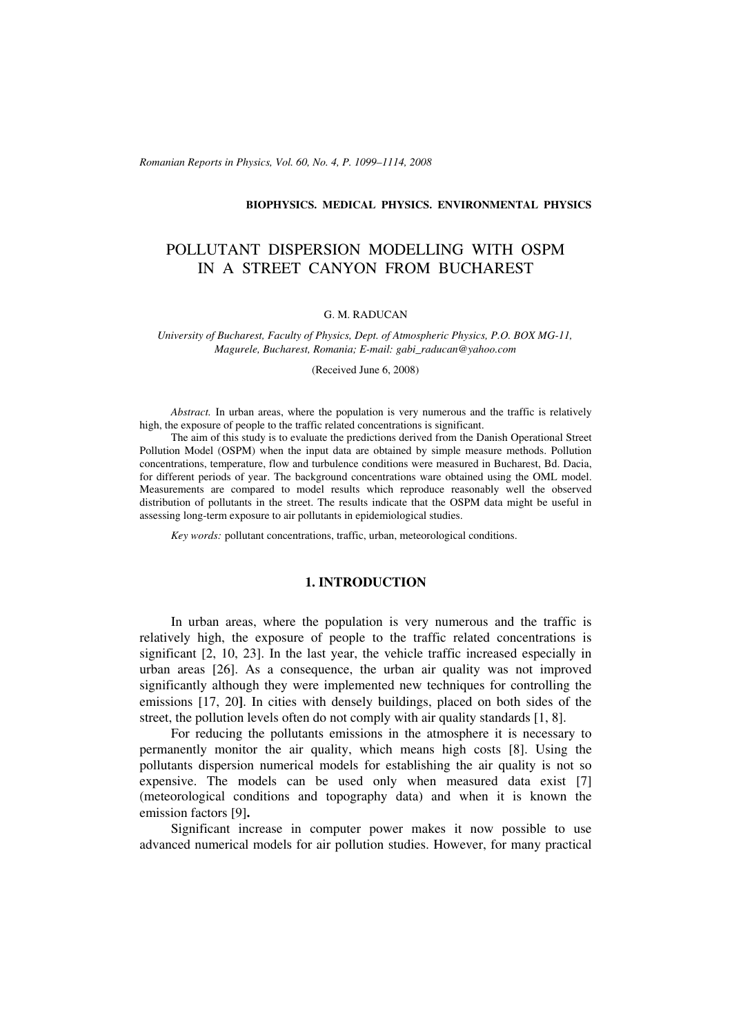BIOPHYSICS. MEDICAL PHYSICS. ENVIRONMENTAL PHYSICS

# POLLUTANT DISPERSION MODELLING WITH OSPM IN A STREET CANYON FROM BUCHAREST

G. M. RADUCAN

*University of Bucharest, Faculty of Physics, Dept. of Atmospheric Physics, P.O. BOX MG-11, Magurele, Bucharest, Romania; E-mail: gabi_raducan@yahoo.com*

(Received June 6, 2008)

*Abstract.* In urban areas, where the population is very numerous and the traffic is relatively high, the exposure of people to the traffic related concentrations is significant.

The aim of this study is to evaluate the predictions derived from the Danish Operational Street Pollution Model (OSPM) when the input data are obtained by simple measure methods. Pollution concentrations, temperature, flow and turbulence conditions were measured in Bucharest, Bd. Dacia, for different periods of year. The background concentrations ware obtained using the OML model. Measurements are compared to model results which reproduce reasonably well the observed distribution of pollutants in the street. The results indicate that the OSPM data might be useful in assessing long-term exposure to air pollutants in epidemiological studies.

*Key words:* pollutant concentrations, traffic, urban, meteorological conditions.

## 1. INTRODUCTION

In urban areas, where the population is very numerous and the traffic is relatively high, the exposure of people to the traffic related concentrations is significant [2, 10, 23]. In the last year, the vehicle traffic increased especially in urban areas [26]. As a consequence, the urban air quality was not improved significantly although they were implemented new techniques for controlling the emissions [17, 20]. In cities with densely buildings, placed on both sides of the street, the pollution levels often do not comply with air quality standards [1, 8].

For reducing the pollutants emissions in the atmosphere it is necessary to permanently monitor the air quality, which means high costs [8]. Using the pollutants dispersion numerical models for establishing the air quality is not so expensive. The models can be used only when measured data exist [7] (meteorological conditions and topography data) and when it is known the emission factors [9].

Significant increase in computer power makes it now possible to use advanced numerical models for air pollution studies. However, for many practical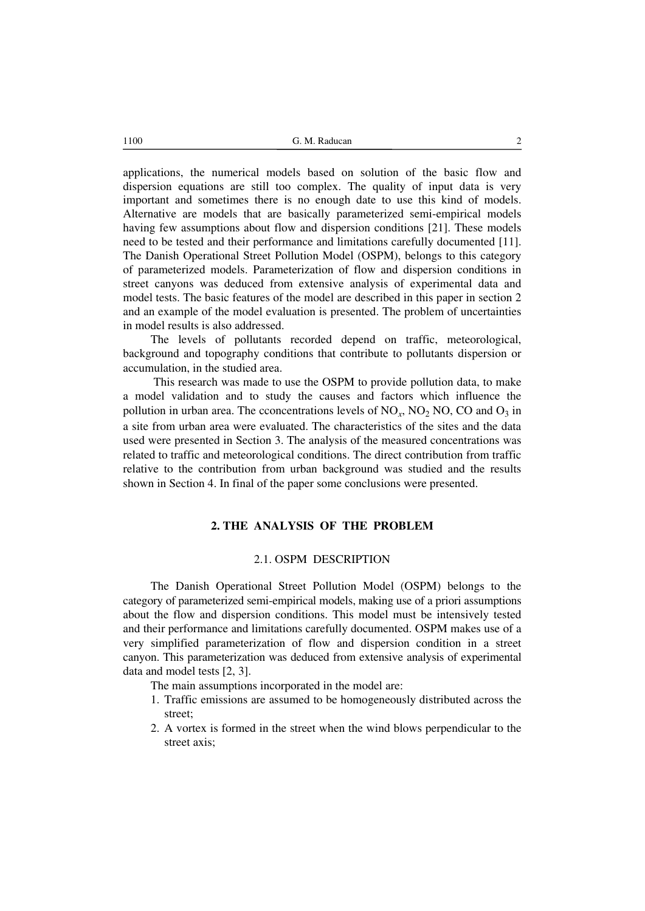applications, the numerical models based on solution of the basic flow and dispersion equations are still too complex. The quality of input data is very important and sometimes there is no enough date to use this kind of models. Alternative are models that are basically parameterized semi-empirical models having few assumptions about flow and dispersion conditions [21]. These models need to be tested and their performance and limitations carefully documented [11]. The Danish Operational Street Pollution Model (OSPM), belongs to this category of parameterized models. Parameterization of flow and dispersion conditions in street canyons was deduced from extensive analysis of experimental data and model tests. The basic features of the model are described in this paper in section 2 and an example of the model evaluation is presented. The problem of uncertainties in model results is also addressed.

The levels of pollutants recorded depend on traffic, meteorological, background and topography conditions that contribute to pollutants dispersion or accumulation, in the studied area.

This research was made to use the OSPM to provide pollution data, to make a model validation and to study the causes and factors which influence the pollution in urban area. The cconcentrations levels of $NO_x$, $NO_2$ NO, CO and $O_3$ in a site from urban area were evaluated. The characteristics of the sites and the data used were presented in Section 3. The analysis of the measured concentrations was related to traffic and meteorological conditions. The direct contribution from traffic relative to the contribution from urban background was studied and the results shown in Section 4. In final of the paper some conclusions were presented.

## 2. THE ANALYSIS OF THE PROBLEM

### 2.1. OSPM DESCRIPTION

The Danish Operational Street Pollution Model (OSPM) belongs to the category of parameterized semi-empirical models, making use of a priori assumptions about the flow and dispersion conditions. This model must be intensively tested and their performance and limitations carefully documented. OSPM makes use of a very simplified parameterization of flow and dispersion condition in a street canyon. This parameterization was deduced from extensive analysis of experimental data and model tests [2, 3].

The main assumptions incorporated in the model are:

1. Traffic emissions are assumed to be homogeneously distributed across the street;
2. A vortex is formed in the street when the wind blows perpendicular to the street axis;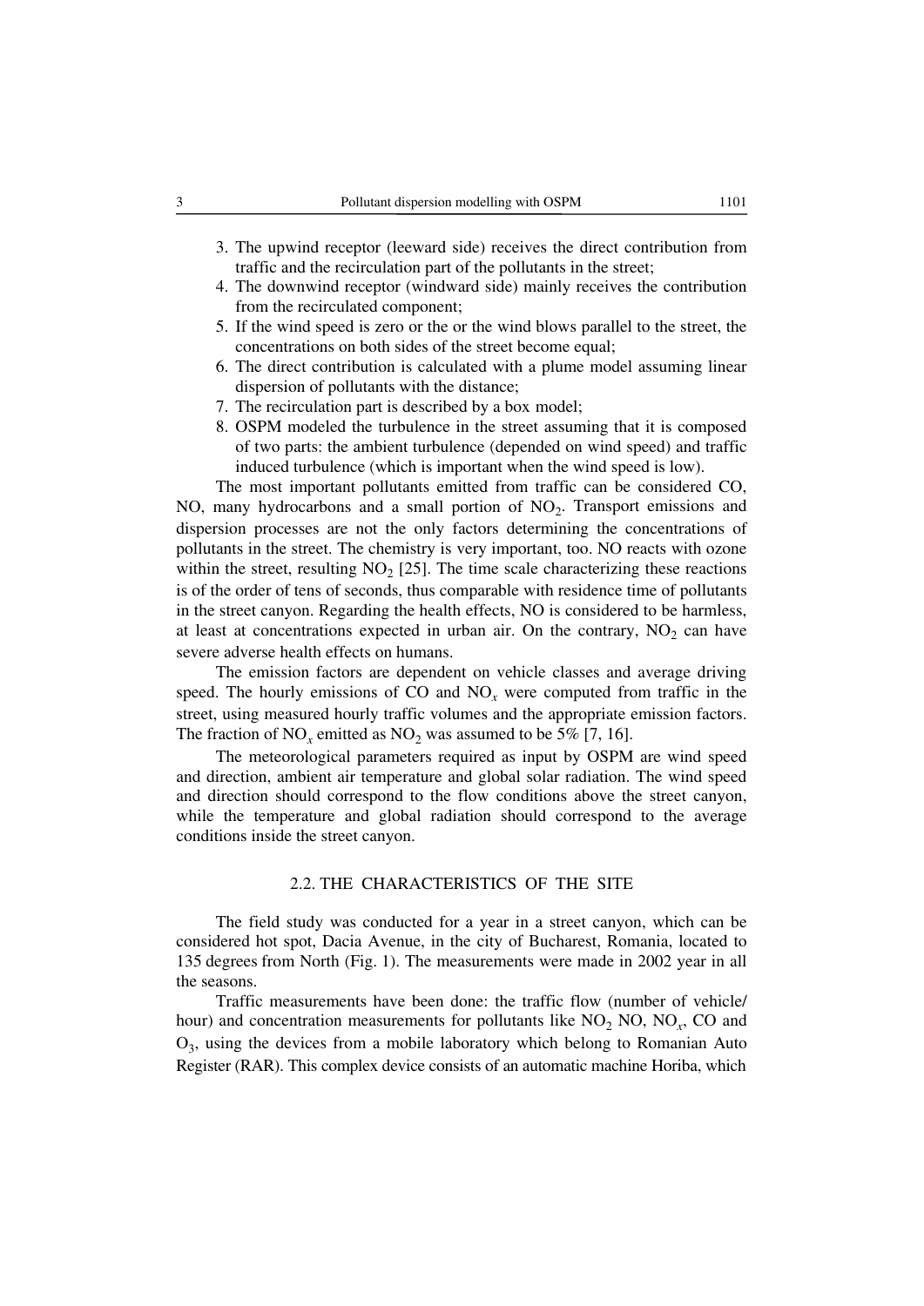3. The upwind receptor (leeward side) receives the direct contribution from traffic and the recirculation part of the pollutants in the street;
4. The downwind receptor (windward side) mainly receives the contribution from the recirculated component;
5. If the wind speed is zero or the or the wind blows parallel to the street, the concentrations on both sides of the street become equal;
6. The direct contribution is calculated with a plume model assuming linear dispersion of pollutants with the distance;
7. The recirculation part is described by a box model;
8. OSPM modeled the turbulence in the street assuming that it is composed of two parts: the ambient turbulence (depended on wind speed) and traffic induced turbulence (which is important when the wind speed is low).

The most important pollutants emitted from traffic can be considered CO, NO, many hydrocarbons and a small portion of $NO_2$. Transport emissions and dispersion processes are not the only factors determining the concentrations of pollutants in the street. The chemistry is very important, too. NO reacts with ozone within the street, resulting $NO_2$ [25]. The time scale characterizing these reactions is of the order of tens of seconds, thus comparable with residence time of pollutants in the street canyon. Regarding the health effects, NO is considered to be harmless, at least at concentrations expected in urban air. On the contrary, $NO_2$ can have severe adverse health effects on humans.

The emission factors are dependent on vehicle classes and average driving speed. The hourly emissions of CO and $NO_x$ were computed from traffic in the street, using measured hourly traffic volumes and the appropriate emission factors. The fraction of $NO_x$ emitted as $NO_2$ was assumed to be 5% [7, 16].

The meteorological parameters required as input by OSPM are wind speed and direction, ambient air temperature and global solar radiation. The wind speed and direction should correspond to the flow conditions above the street canyon, while the temperature and global radiation should correspond to the average conditions inside the street canyon.

### 2.2. THE CHARACTERISTICS OF THE SITE

The field study was conducted for a year in a street canyon, which can be considered hot spot, Dacia Avenue, in the city of Bucharest, Romania, located to 135 degrees from North (Fig. 1). The measurements were made in 2002 year in all the seasons.

Traffic measurements have been done: the traffic flow (number of vehicle/hour) and concentration measurements for pollutants like $NO_2$ NO, $NO_x$, CO and $O_3$, using the devices from a mobile laboratory which belong to Romanian Auto Register (RAR). This complex device consists of an automatic machine Horiba, which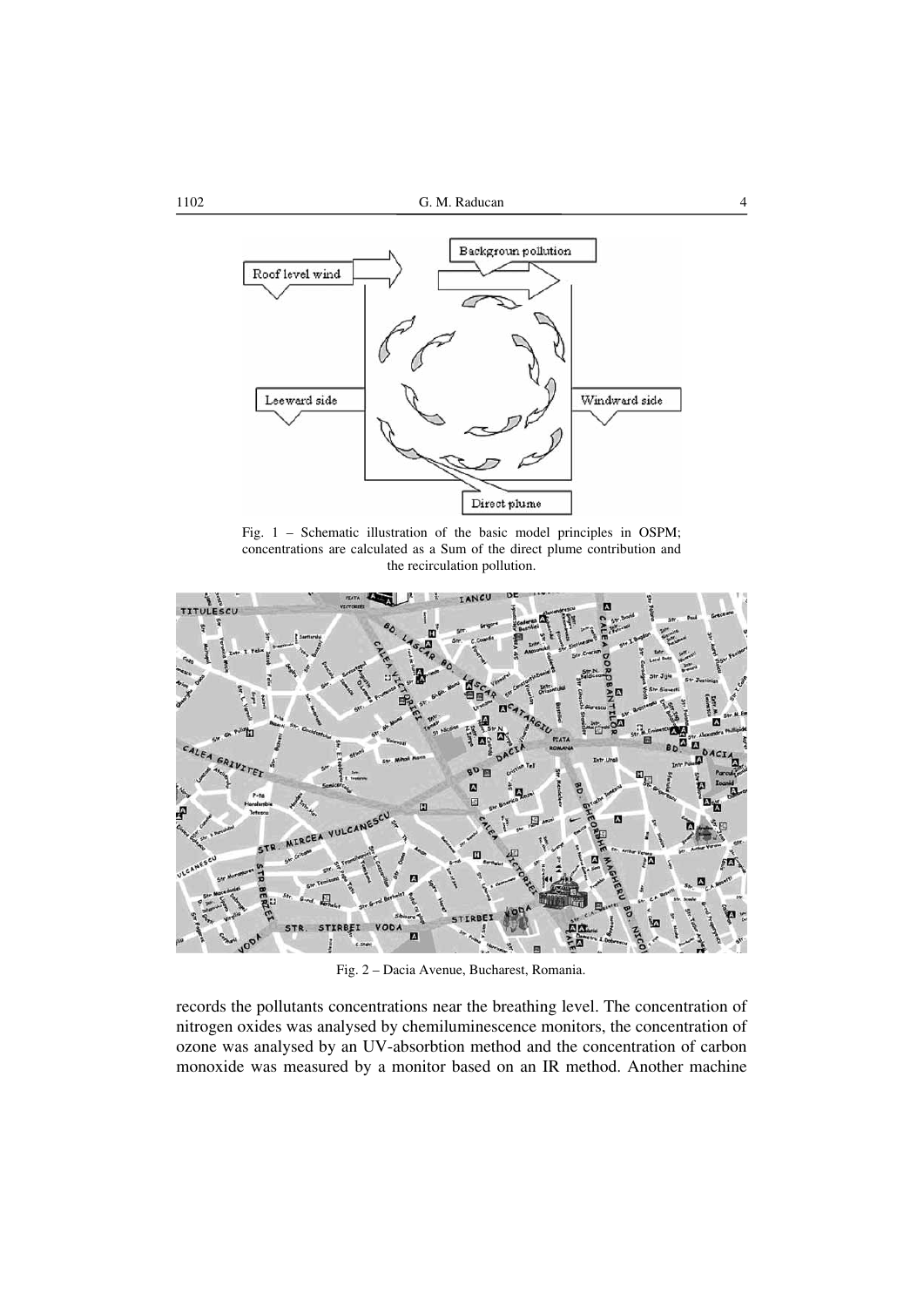Fig. 1 – Schematic illustration of the basic model principles in OSPM; concentrations are calculated as a Sum of the direct plume contribution and the recirculation pollution.

Fig. 2 – Dacia Avenue, Bucharest, Romania.

records the pollutants concentrations near the breathing level. The concentration of nitrogen oxides was analysed by chemiluminescence monitors, the concentration of ozone was analysed by an UV-absorbtion method and the concentration of carbon monoxide was measured by a monitor based on an IR method. Another machine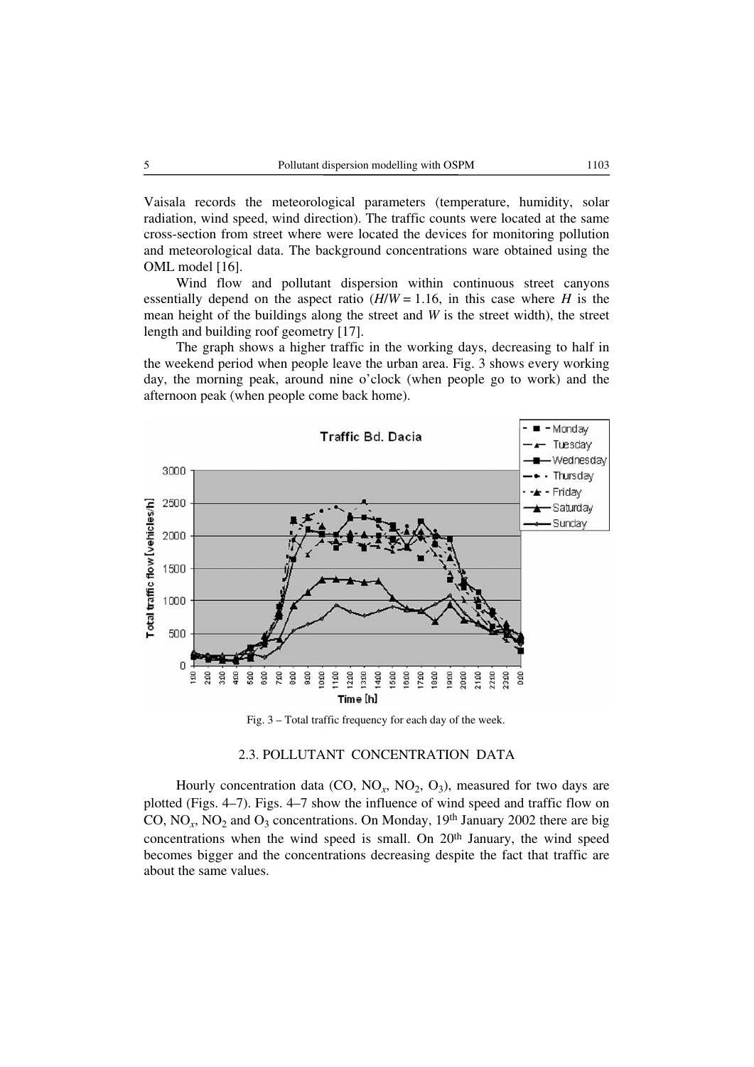Vaisala records the meteorological parameters (temperature, humidity, solar radiation, wind speed, wind direction). The traffic counts were located at the same cross-section from street where were located the devices for monitoring pollution and meteorological data. The background concentrations ware obtained using the OML model [16].

Wind flow and pollutant dispersion within continuous street canyons essentially depend on the aspect ratio ($H/W = 1.16$, in this case where $H$ is the mean height of the buildings along the street and $W$ is the street width), the street length and building roof geometry [17].

The graph shows a higher traffic in the working days, decreasing to half in the weekend period when people leave the urban area. Fig. 3 shows every working day, the morning peak, around nine o'clock (when people go to work) and the afternoon peak (when people come back home).

Fig. 3 – Total traffic frequency for each day of the week.

### 2.3. POLLUTANT CONCENTRATION DATA

Hourly concentration data (CO, $NO_x$, $NO_2$, $O_3$), measured for two days are plotted (Figs. 4–7). Figs. 4–7 show the influence of wind speed and traffic flow on CO, $NO_x$, $NO_2$ and $O_3$ concentrations. On Monday, 19th January 2002 there are big concentrations when the wind speed is small. On 20th January, the wind speed becomes bigger and the concentrations decreasing despite the fact that traffic are about the same values.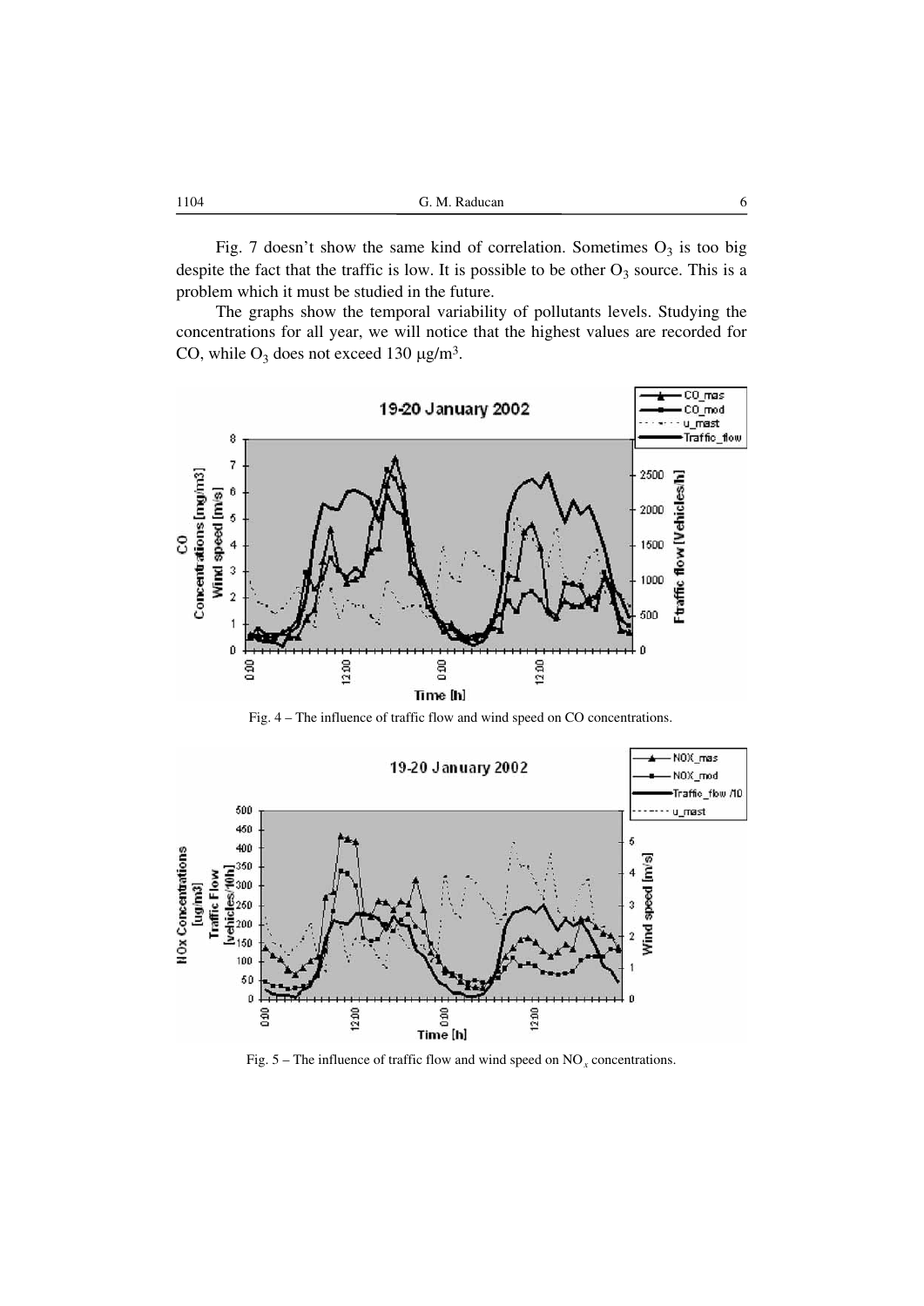Fig. 7 doesn't show the same kind of correlation. Sometimes $O_3$ is too big despite the fact that the traffic is low. It is possible to be other $O_3$ source. This is a problem which it must be studied in the future.

The graphs show the temporal variability of pollutants levels. Studying the concentrations for all year, we will notice that the highest values are recorded for CO, while $O_3$ does not exceed 130 μg/m³.

Fig. 4 – The influence of traffic flow and wind speed on CO concentrations.

Fig. 5 – The influence of traffic flow and wind speed on $NO_x$ concentrations.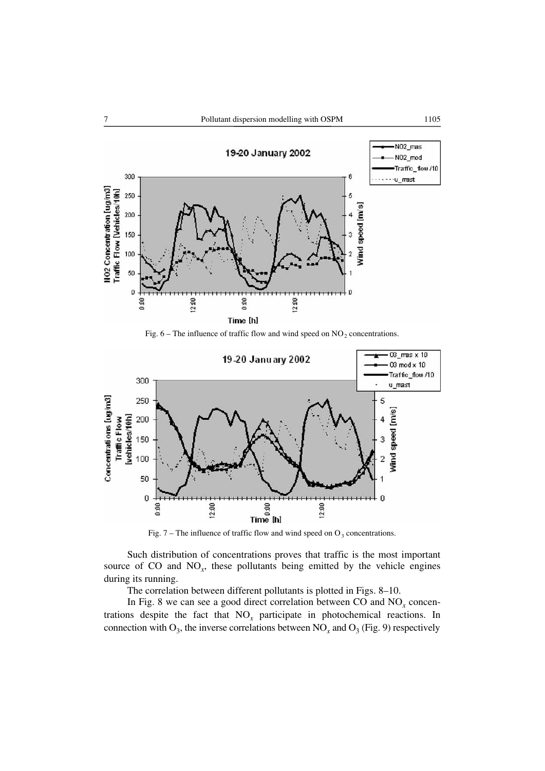Fig. 6 – The influence of traffic flow and wind speed on $NO_2$ concentrations.

Fig. 7 – The influence of traffic flow and wind speed on $O_3$ concentrations.

Such distribution of concentrations proves that traffic is the most important source of CO and $NO_x$, these pollutants being emitted by the vehicle engines during its running.

The correlation between different pollutants is plotted in Figs. 8–10.

In Fig. 8 we can see a good direct correlation between CO and $NO_x$ concentrations despite the fact that $NO_x$ participate in photochemical reactions. In connection with $O_3$, the inverse correlations between $NO_x$ and $O_3$ (Fig. 9) respectively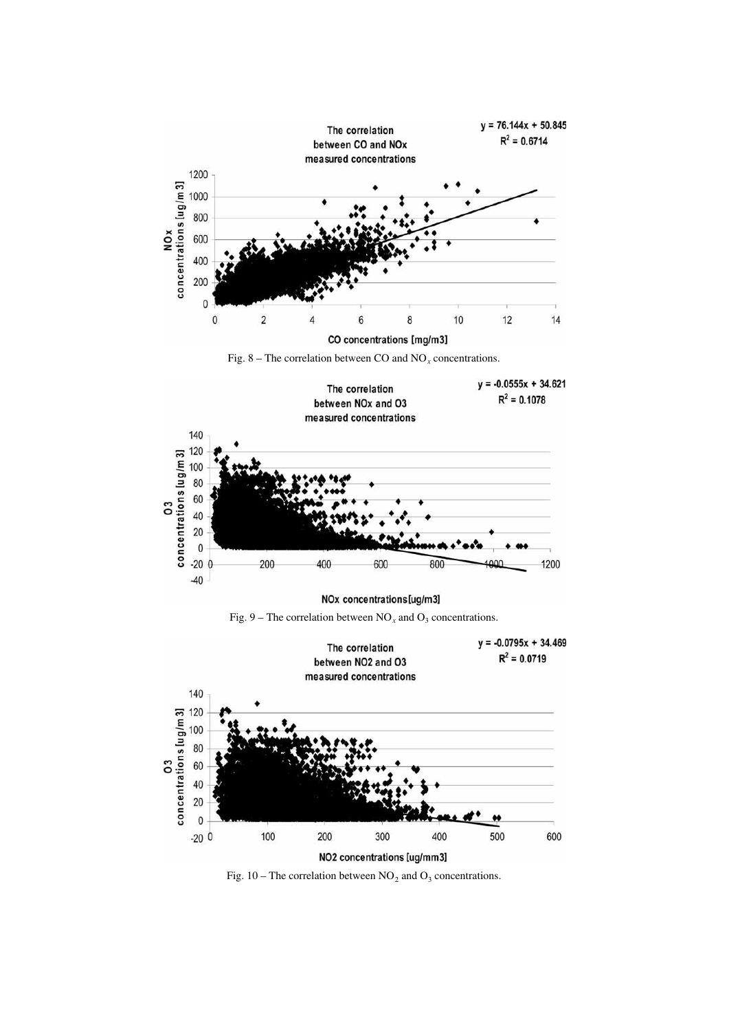Fig. 8 – The correlation between CO and $NO_x$ concentrations.

Fig. 9 – The correlation between $NO_x$ and $O_3$ concentrations.

Fig. 10 – The correlation between $NO_2$ and $O_3$ concentrations.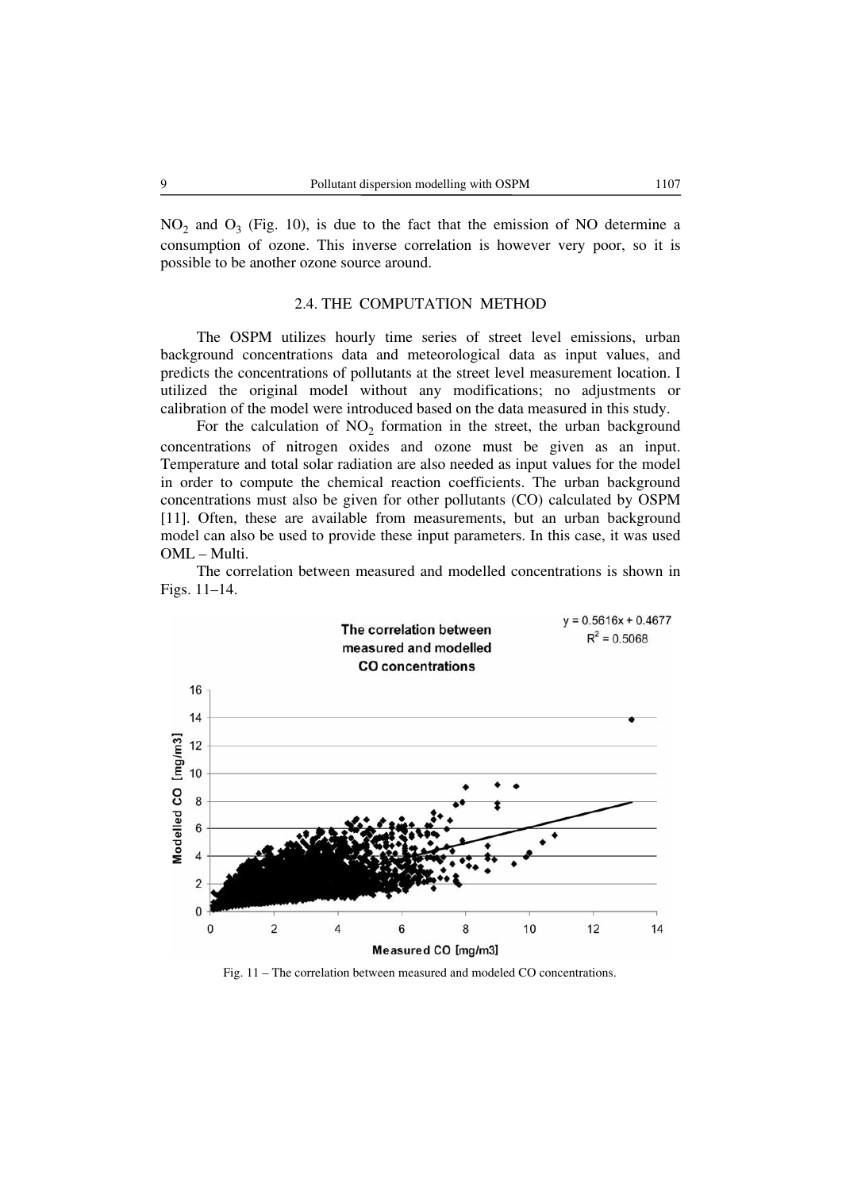$NO_2$ and $O_3$ (Fig. 10), is due to the fact that the emission of NO determine a consumption of ozone. This inverse correlation is however very poor, so it is possible to be another ozone source around.

### 2.4. THE COMPUTATION METHOD

The OSPM utilizes hourly time series of street level emissions, urban background concentrations data and meteorological data as input values, and predicts the concentrations of pollutants at the street level measurement location. I utilized the original model without any modifications; no adjustments or calibration of the model were introduced based on the data measured in this study.

For the calculation of $NO_2$ formation in the street, the urban background concentrations of nitrogen oxides and ozone must be given as an input. Temperature and total solar radiation are also needed as input values for the model in order to compute the chemical reaction coefficients. The urban background concentrations must also be given for other pollutants (CO) calculated by OSPM [11]. Often, these are available from measurements, but an urban background model can also be used to provide these input parameters. In this case, it was used OML – Multi.

The correlation between measured and modelled concentrations is shown in Figs. 11–14.

Fig. 11 – The correlation between measured and modeled CO concentrations.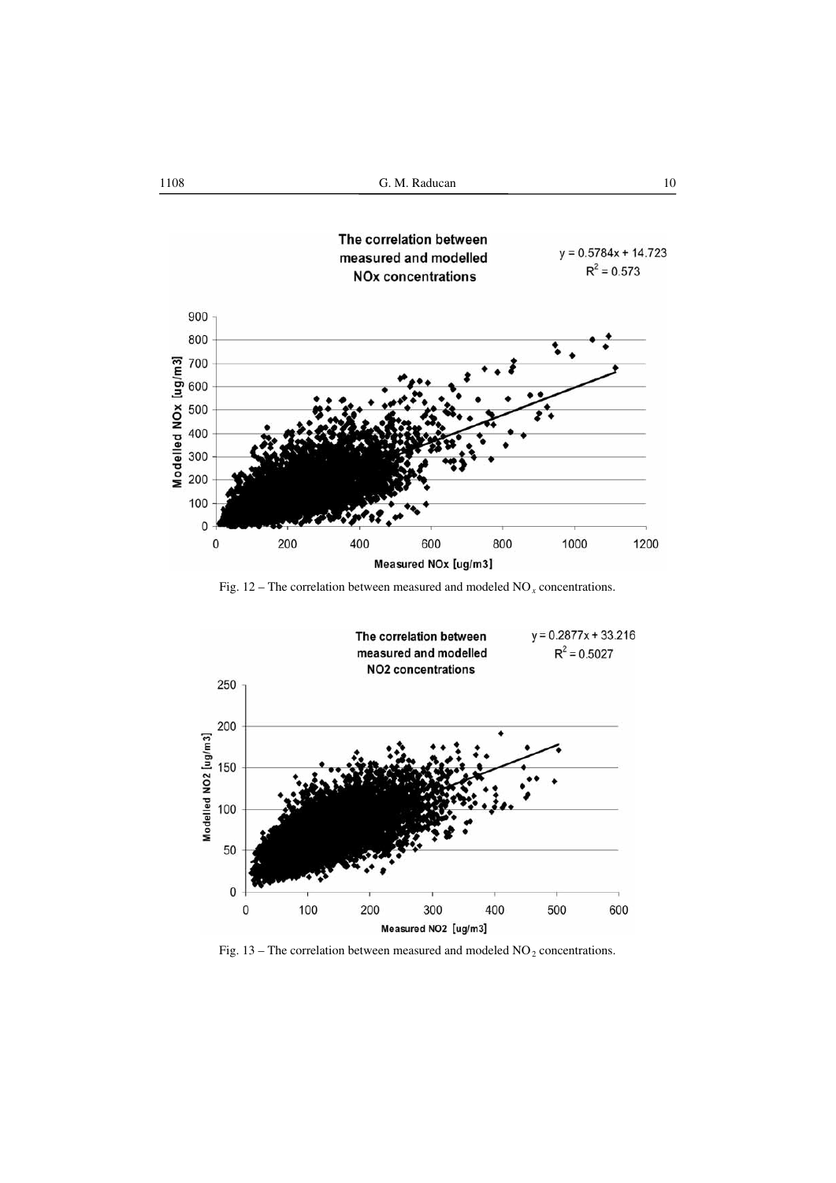Fig. 12 – The correlation between measured and modeled $NO_x$ concentrations.

Fig. 13 – The correlation between measured and modeled $NO_2$ concentrations.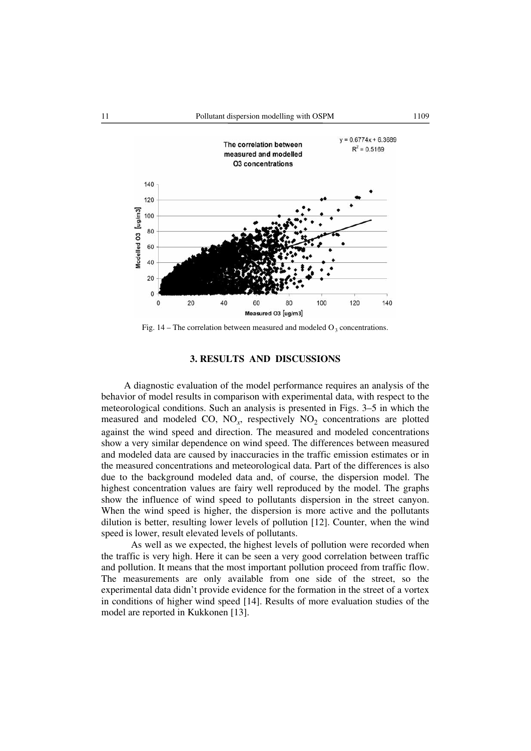Fig. 14 – The correlation between measured and modeled $O_3$ concentrations.

### 3. RESULTS AND DISCUSSIONS

A diagnostic evaluation of the model performance requires an analysis of the behavior of model results in comparison with experimental data, with respect to the meteorological conditions. Such an analysis is presented in Figs. 3–5 in which the measured and modeled CO, $NO_x$, respectively $NO_2$ concentrations are plotted against the wind speed and direction. The measured and modeled concentrations show a very similar dependence on wind speed. The differences between measured and modeled data are caused by inaccuracies in the traffic emission estimates or in the measured concentrations and meteorological data. Part of the differences is also due to the background modeled data and, of course, the dispersion model. The highest concentration values are fairy well reproduced by the model. The graphs show the influence of wind speed to pollutants dispersion in the street canyon. When the wind speed is higher, the dispersion is more active and the pollutants dilution is better, resulting lower levels of pollution [12]. Counter, when the wind speed is lower, result elevated levels of pollutants.

As well as we expected, the highest levels of pollution were recorded when the traffic is very high. Here it can be seen a very good correlation between traffic and pollution. It means that the most important pollution proceed from traffic flow. The measurements are only available from one side of the street, so the experimental data didn't provide evidence for the formation in the street of a vortex in conditions of higher wind speed [14]. Results of more evaluation studies of the model are reported in Kukkonen [13].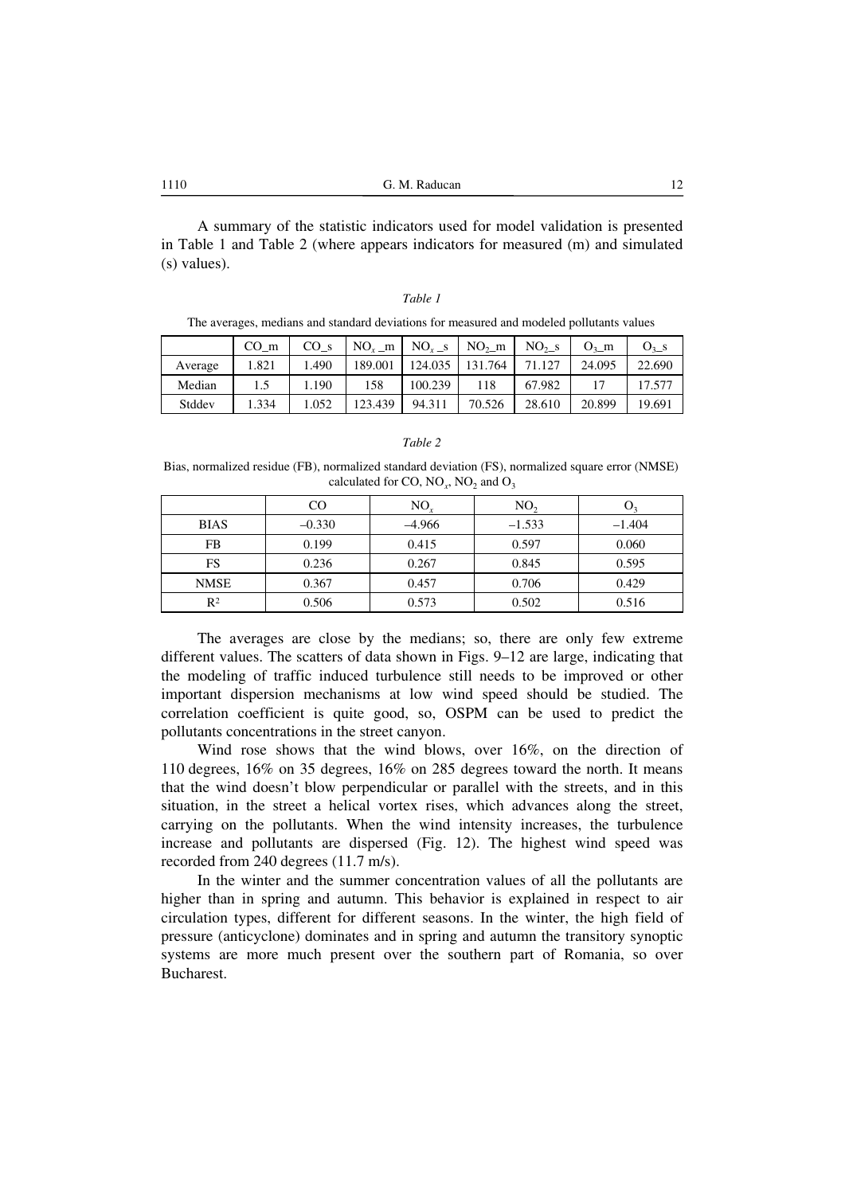A summary of the statistic indicators used for model validation is presented in Table 1 and Table 2 (where appears indicators for measured (m) and simulated (s) values).

*Table 1*

The averages, medians and standard deviations for measured and modeled pollutants values

| | CO_m | CO_s | $NO_x$_m | $NO_x$_s | $NO_2$_m | $NO_2$_s | $O_3$_m | $O_3$_s |
|---|---|---|---|---|---|---|---|---|
| Average | 1.821 | 1.490 | 189.001 | 124.035 | 131.764 | 71.127 | 24.095 | 22.690 |
| Median | 1.5 | 1.190 | 158 | 100.239 | 118 | 67.982 | 17 | 17.577 |
| Stddev | 1.334 | 1.052 | 123.439 | 94.311 | 70.526 | 28.610 | 20.899 | 19.691 |

*Table 2*

Bias, normalized residue (FB), normalized standard deviation (FS), normalized square error (NMSE) calculated for CO, $NO_x$, $NO_2$ and $O_3$

| | CO | $NO_x$ | $NO_2$ | $O_3$ |
|---|---|---|---|---|
| BIAS | –0.330 | –4.966 | –1.533 | –1.404 |
| FB | 0.199 | 0.415 | 0.597 | 0.060 |
| FS | 0.236 | 0.267 | 0.845 | 0.595 |
| NMSE | 0.367 | 0.457 | 0.706 | 0.429 |
| $R^2$ | 0.506 | 0.573 | 0.502 | 0.516 |

The averages are close by the medians; so, there are only few extreme different values. The scatters of data shown in Figs. 9–12 are large, indicating that the modeling of traffic induced turbulence still needs to be improved or other important dispersion mechanisms at low wind speed should be studied. The correlation coefficient is quite good, so, OSPM can be used to predict the pollutants concentrations in the street canyon.

Wind rose shows that the wind blows, over 16%, on the direction of 110 degrees, 16% on 35 degrees, 16% on 285 degrees toward the north. It means that the wind doesn't blow perpendicular or parallel with the streets, and in this situation, in the street a helical vortex rises, which advances along the street, carrying on the pollutants. When the wind intensity increases, the turbulence increase and pollutants are dispersed (Fig. 12). The highest wind speed was recorded from 240 degrees (11.7 m/s).

In the winter and the summer concentration values of all the pollutants are higher than in spring and autumn. This behavior is explained in respect to air circulation types, different for different seasons. In the winter, the high field of pressure (anticyclone) dominates and in spring and autumn the transitory synoptic systems are more much present over the southern part of Romania, so over Bucharest.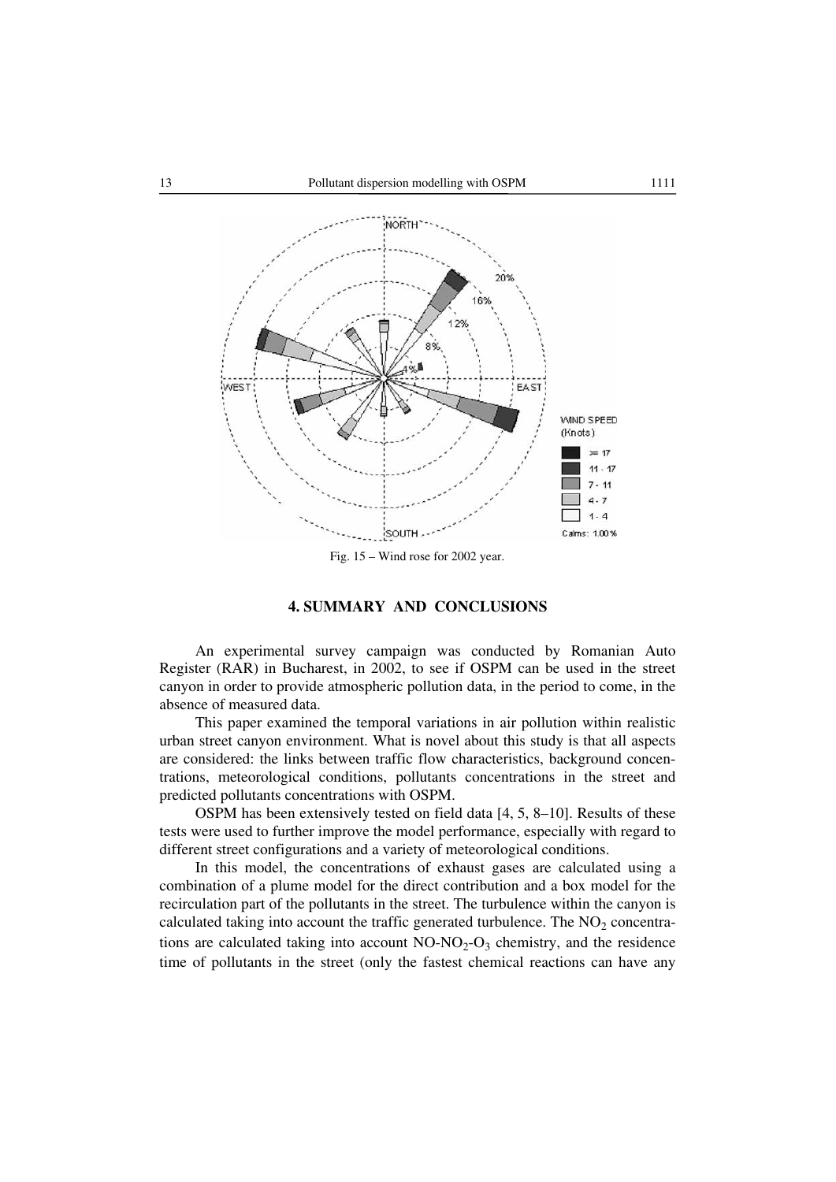Fig. 15 – Wind rose for 2002 year.

## 4. SUMMARY AND CONCLUSIONS

An experimental survey campaign was conducted by Romanian Auto Register (RAR) in Bucharest, in 2002, to see if OSPM can be used in the street canyon in order to provide atmospheric pollution data, in the period to come, in the absence of measured data.

This paper examined the temporal variations in air pollution within realistic urban street canyon environment. What is novel about this study is that all aspects are considered: the links between traffic flow characteristics, background concentrations, meteorological conditions, pollutants concentrations in the street and predicted pollutants concentrations with OSPM.

OSPM has been extensively tested on field data [4, 5, 8–10]. Results of these tests were used to further improve the model performance, especially with regard to different street configurations and a variety of meteorological conditions.

In this model, the concentrations of exhaust gases are calculated using a combination of a plume model for the direct contribution and a box model for the recirculation part of the pollutants in the street. The turbulence within the canyon is calculated taking into account the traffic generated turbulence. The $NO_2$ concentrations are calculated taking into account $NO$-$NO_2$-$O_3$ chemistry, and the residence time of pollutants in the street (only the fastest chemical reactions can have any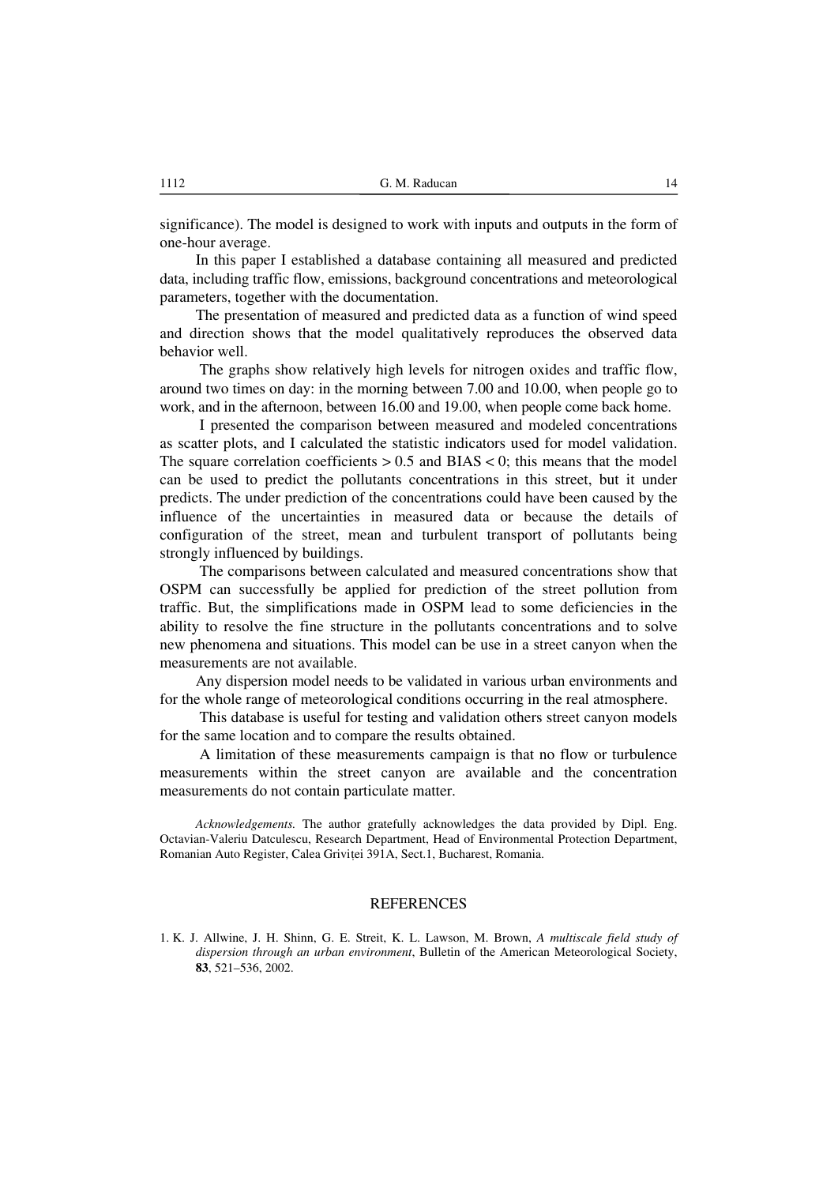significance). The model is designed to work with inputs and outputs in the form of one-hour average.

In this paper I established a database containing all measured and predicted data, including traffic flow, emissions, background concentrations and meteorological parameters, together with the documentation.

The presentation of measured and predicted data as a function of wind speed and direction shows that the model qualitatively reproduces the observed data behavior well.

The graphs show relatively high levels for nitrogen oxides and traffic flow, around two times on day: in the morning between 7.00 and 10.00, when people go to work, and in the afternoon, between 16.00 and 19.00, when people come back home.

I presented the comparison between measured and modeled concentrations as scatter plots, and I calculated the statistic indicators used for model validation. The square correlation coefficients $> 0.5$ and BIAS $< 0$; this means that the model can be used to predict the pollutants concentrations in this street, but it under predicts. The under prediction of the concentrations could have been caused by the influence of the uncertainties in measured data or because the details of configuration of the street, mean and turbulent transport of pollutants being strongly influenced by buildings.

The comparisons between calculated and measured concentrations show that OSPM can successfully be applied for prediction of the street pollution from traffic. But, the simplifications made in OSPM lead to some deficiencies in the ability to resolve the fine structure in the pollutants concentrations and to solve new phenomena and situations. This model can be use in a street canyon when the measurements are not available.

Any dispersion model needs to be validated in various urban environments and for the whole range of meteorological conditions occurring in the real atmosphere.

This database is useful for testing and validation others street canyon models for the same location and to compare the results obtained.

A limitation of these measurements campaign is that no flow or turbulence measurements within the street canyon are available and the concentration measurements do not contain particulate matter.

*Acknowledgements.* The author gratefully acknowledges the data provided by Dipl. Eng. Octavian-Valeriu Datculescu, Research Department, Head of Environmental Protection Department, Romanian Auto Register, Calea Griviței 391A, Sect.1, Bucharest, Romania.

## REFERENCES

1. K. J. Allwine, J. H. Shinn, G. E. Streit, K. L. Lawson, M. Brown, *A multiscale field study of dispersion through an urban environment*, Bulletin of the American Meteorological Society, **83**, 521–536, 2002.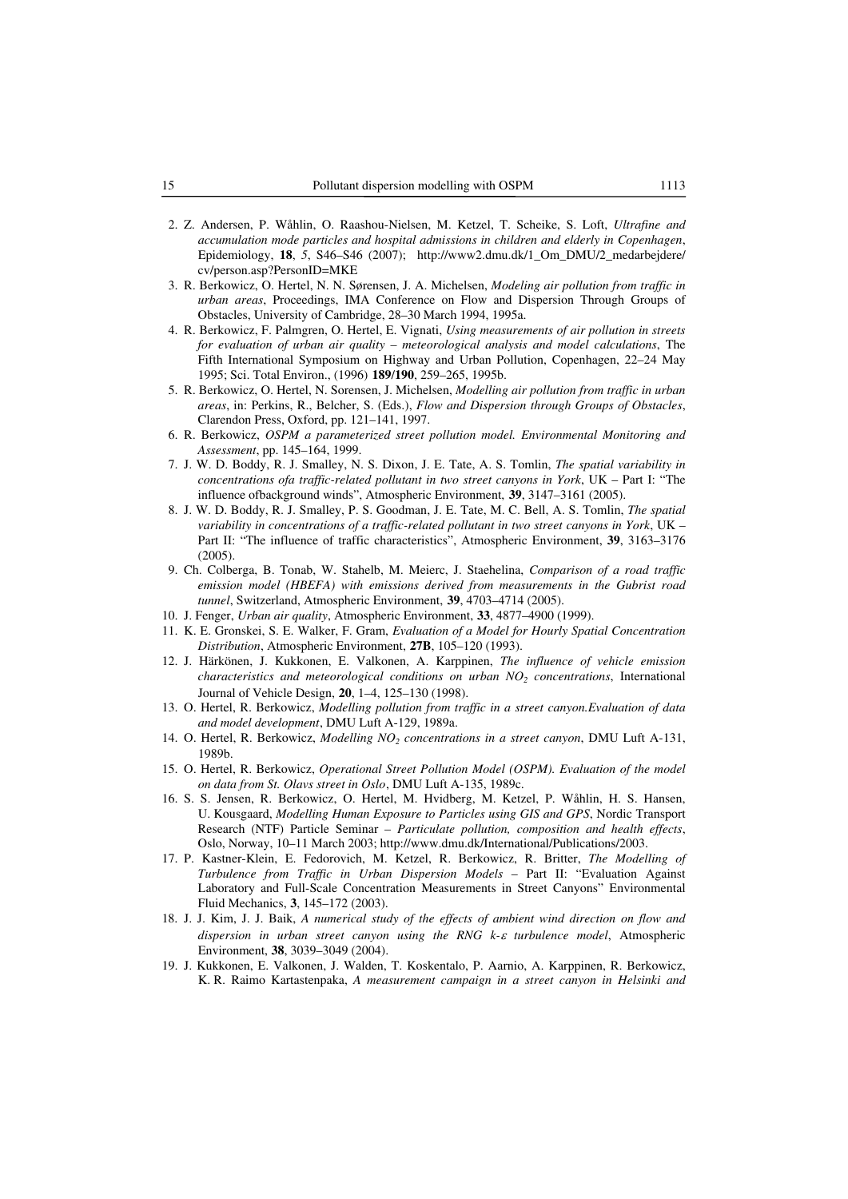2. Z. Andersen, P. Wåhlin, O. Raashou-Nielsen, M. Ketzel, T. Scheike, S. Loft, *Ultrafine and accumulation mode particles and hospital admissions in children and elderly in Copenhagen*, Epidemiology, **18**, *5*, S46–S46 (2007); http://www2.dmu.dk/1_Om_DMU/2_medarbejdere/cv/person.asp?PersonID=MKE
3. R. Berkowicz, O. Hertel, N. N. Sørensen, J. A. Michelsen, *Modeling air pollution from traffic in urban areas*, Proceedings, IMA Conference on Flow and Dispersion Through Groups of Obstacles, University of Cambridge, 28–30 March 1994, 1995a.
4. R. Berkowicz, F. Palmgren, O. Hertel, E. Vignati, *Using measurements of air pollution in streets for evaluation of urban air quality – meteorological analysis and model calculations*, The Fifth International Symposium on Highway and Urban Pollution, Copenhagen, 22–24 May 1995; Sci. Total Environ., (1996) **189/190**, 259–265, 1995b.
5. R. Berkowicz, O. Hertel, N. Sorensen, J. Michelsen, *Modelling air pollution from traffic in urban areas*, in: Perkins, R., Belcher, S. (Eds.), *Flow and Dispersion through Groups of Obstacles*, Clarendon Press, Oxford, pp. 121–141, 1997.
6. R. Berkowicz, *OSPM a parameterized street pollution model. Environmental Monitoring and Assessment*, pp. 145–164, 1999.
7. J. W. D. Boddy, R. J. Smalley, N. S. Dixon, J. E. Tate, A. S. Tomlin, *The spatial variability in concentrations ofa traffic-related pollutant in two street canyons in York*, UK – Part I: "The influence ofbackground winds", Atmospheric Environment, **39**, 3147–3161 (2005).
8. J. W. D. Boddy, R. J. Smalley, P. S. Goodman, J. E. Tate, M. C. Bell, A. S. Tomlin, *The spatial variability in concentrations of a traffic-related pollutant in two street canyons in York*, UK – Part II: "The influence of traffic characteristics", Atmospheric Environment, **39**, 3163–3176 (2005).
9. Ch. Colberga, B. Tonab, W. Stahelb, M. Meierc, J. Staehelina, *Comparison of a road traffic emission model (HBEFA) with emissions derived from measurements in the Gubrist road tunnel*, Switzerland, Atmospheric Environment, **39**, 4703–4714 (2005).
10. J. Fenger, *Urban air quality*, Atmospheric Environment, **33**, 4877–4900 (1999).
11. K. E. Gronskei, S. E. Walker, F. Gram, *Evaluation of a Model for Hourly Spatial Concentration Distribution*, Atmospheric Environment, **27B**, 105–120 (1993).
12. J. Härkönen, J. Kukkonen, E. Valkonen, A. Karppinen, *The influence of vehicle emission characteristics and meteorological conditions on urban $NO_2$ concentrations*, International Journal of Vehicle Design, **20**, 1–4, 125–130 (1998).
13. O. Hertel, R. Berkowicz, *Modelling pollution from traffic in a street canyon.Evaluation of data and model development*, DMU Luft A-129, 1989a.
14. O. Hertel, R. Berkowicz, *Modelling $NO_2$ concentrations in a street canyon*, DMU Luft A-131, 1989b.
15. O. Hertel, R. Berkowicz, *Operational Street Pollution Model (OSPM). Evaluation of the model on data from St. Olavs street in Oslo*, DMU Luft A-135, 1989c.
16. S. S. Jensen, R. Berkowicz, O. Hertel, M. Hvidberg, M. Ketzel, P. Wåhlin, H. S. Hansen, U. Kousgaard, *Modelling Human Exposure to Particles using GIS and GPS*, Nordic Transport Research (NTF) Particle Seminar – *Particulate pollution, composition and health effects*, Oslo, Norway, 10–11 March 2003; http://www.dmu.dk/International/Publications/2003.
17. P. Kastner-Klein, E. Fedorovich, M. Ketzel, R. Berkowicz, R. Britter, *The Modelling of Turbulence from Traffic in Urban Dispersion Models* – Part II: "Evaluation Against Laboratory and Full-Scale Concentration Measurements in Street Canyons" Environmental Fluid Mechanics, **3**, 145–172 (2003).
18. J. J. Kim, J. J. Baik, *A numerical study of the effects of ambient wind direction on flow and dispersion in urban street canyon using the RNG k-$\varepsilon$ turbulence model*, Atmospheric Environment, **38**, 3039–3049 (2004).
19. J. Kukkonen, E. Valkonen, J. Walden, T. Koskentalo, P. Aarnio, A. Karppinen, R. Berkowicz, K. R. Raimo Kartastenpaka, *A measurement campaign in a street canyon in Helsinki and*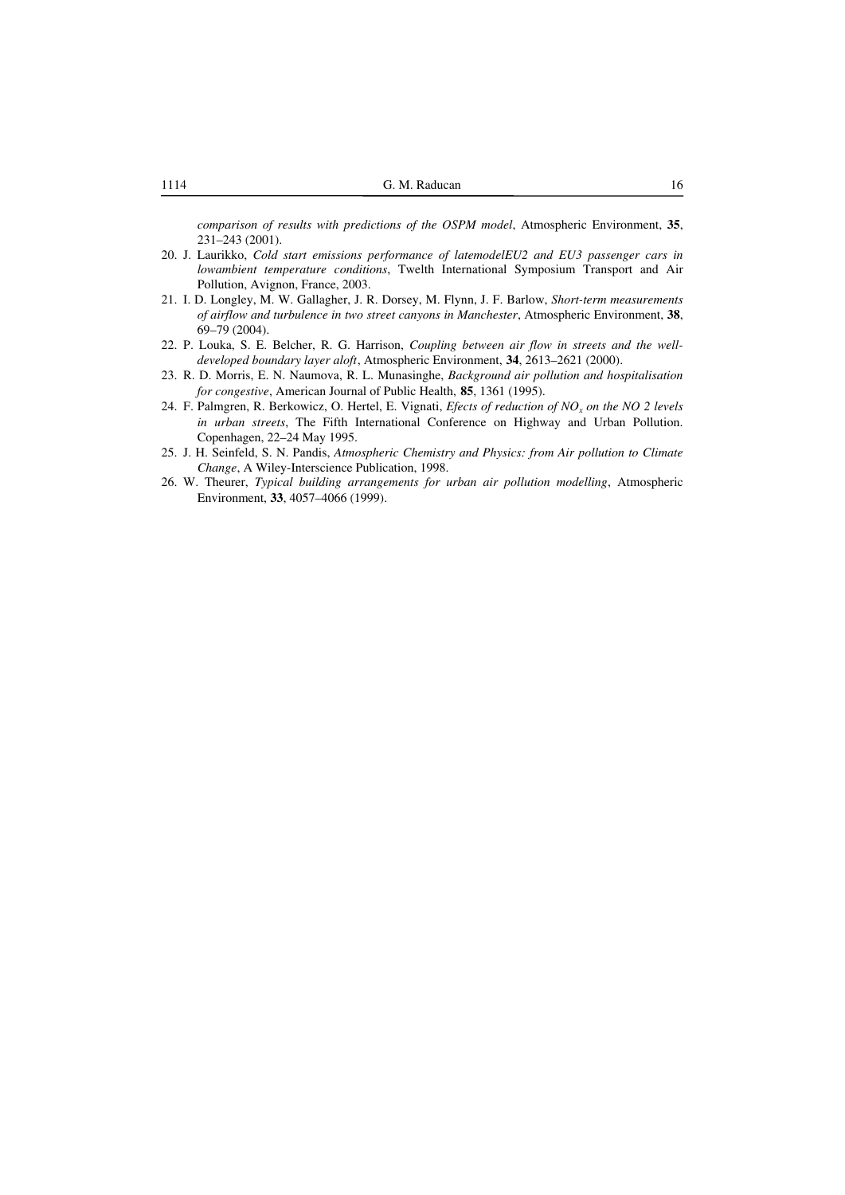*comparison of results with predictions of the OSPM model*, Atmospheric Environment, **35**, 231–243 (2001).

20. J. Laurikko, *Cold start emissions performance of latemodelEU2 and EU3 passenger cars in lowambient temperature conditions*, Twelth International Symposium Transport and Air Pollution, Avignon, France, 2003.
21. I. D. Longley, M. W. Gallagher, J. R. Dorsey, M. Flynn, J. F. Barlow, *Short-term measurements of airflow and turbulence in two street canyons in Manchester*, Atmospheric Environment, **38**, 69–79 (2004).
22. P. Louka, S. E. Belcher, R. G. Harrison, *Coupling between air flow in streets and the well-developed boundary layer aloft*, Atmospheric Environment, **34**, 2613–2621 (2000).
23. R. D. Morris, E. N. Naumova, R. L. Munasinghe, *Background air pollution and hospitalisation for congestive*, American Journal of Public Health, **85**, 1361 (1995).
24. F. Palmgren, R. Berkowicz, O. Hertel, E. Vignati, *Efects of reduction of $NO_x$ on the NO 2 levels in urban streets*, The Fifth International Conference on Highway and Urban Pollution. Copenhagen, 22–24 May 1995.
25. J. H. Seinfeld, S. N. Pandis, *Atmospheric Chemistry and Physics: from Air pollution to Climate Change*, A Wiley-Interscience Publication, 1998.
26. W. Theurer, *Typical building arrangements for urban air pollution modelling*, Atmospheric Environment, **33**, 4057–4066 (1999).